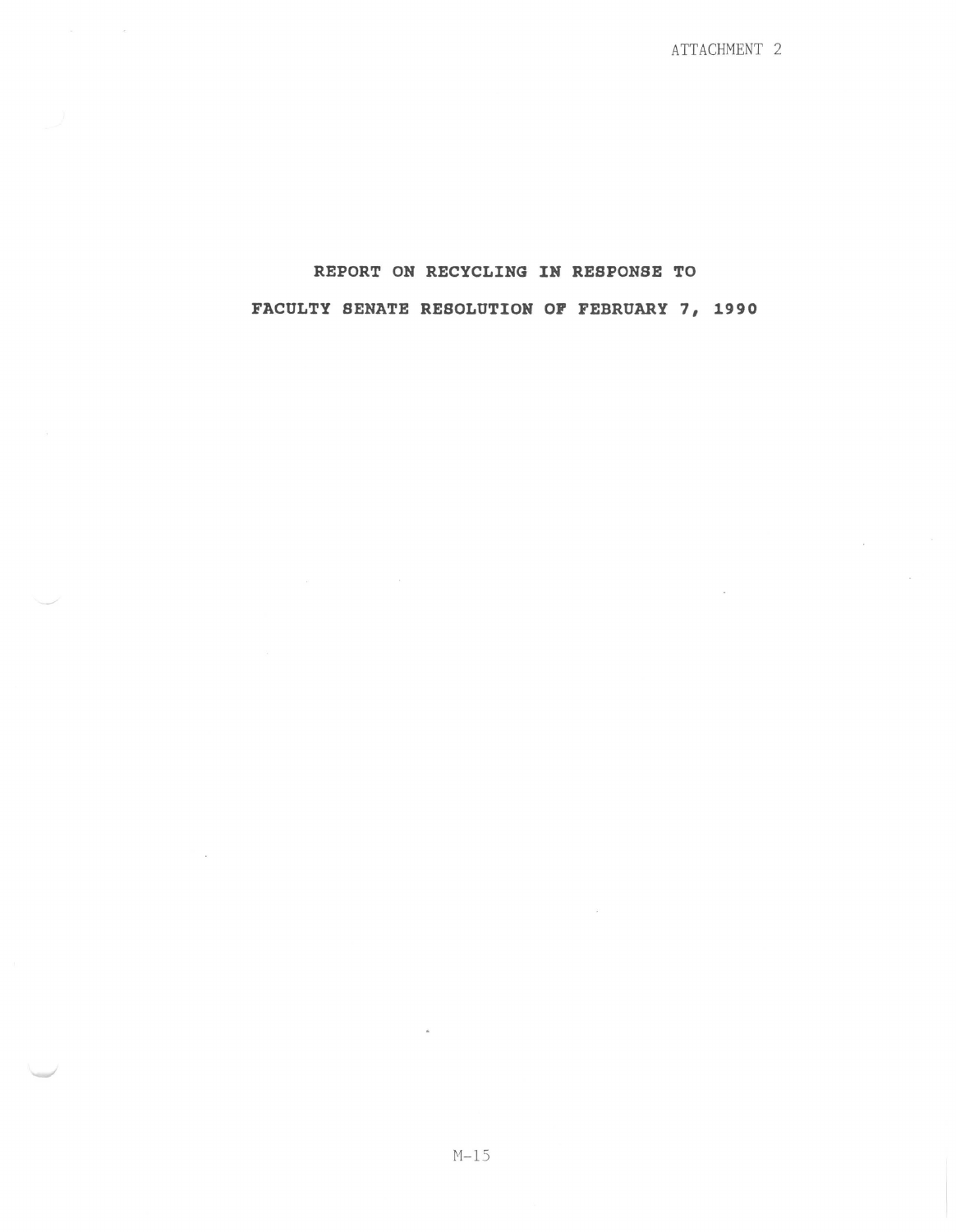ATTACHMENT 2

# REPORT ON RECYCLING IN RESPONSE TO FACULTY SENATE RESOLUTION OF FEBRUARY 7, 1990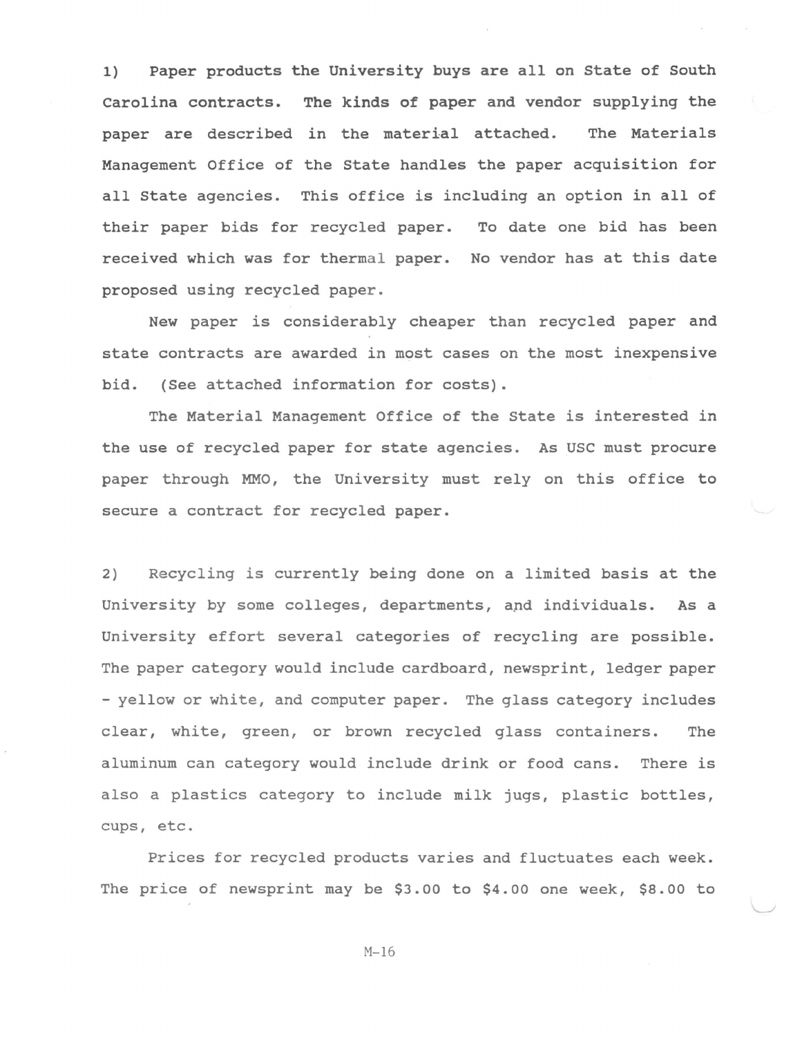1) Paper products the University buys are all on State of South Carolina contracts. The kinds of paper and vendor supplying the paper are described in the material attached. The Materials Management Office of the State handles the paper acquisition for all State agencies. This office is including an option in all of their paper bids for recycled paper. To date one bid has been received which was for thermal paper. No vendor has at this date proposed using recycled paper.

New paper is considerably cheaper than recycled paper and state contracts are awarded in most cases on the most inexpensive bid. (See attached information for costs).

The Material Management Office of the State is interested in the use of recycled paper for state agencies. As USC must procure paper through MMO, the University must rely on this office to secure a contract for recycled paper.

2) Recycling is currently being done on a limited basis at the University by some colleges, departments, and individuals. As a University effort several categories of recycling are possible. The paper category would include cardboard, newsprint, ledger paper - yellow or white, and computer paper. The glass category includes clear, white, green, or brown recycled glass containers. The aluminum can category would include drink or food cans. There is also a plastics category to include milk jugs, plastic bottles, cups, etc.

Prices for recycled products varies and fluctuates each week. The price of newsprint may be $3.00 to $4.00 one week, $8.00 to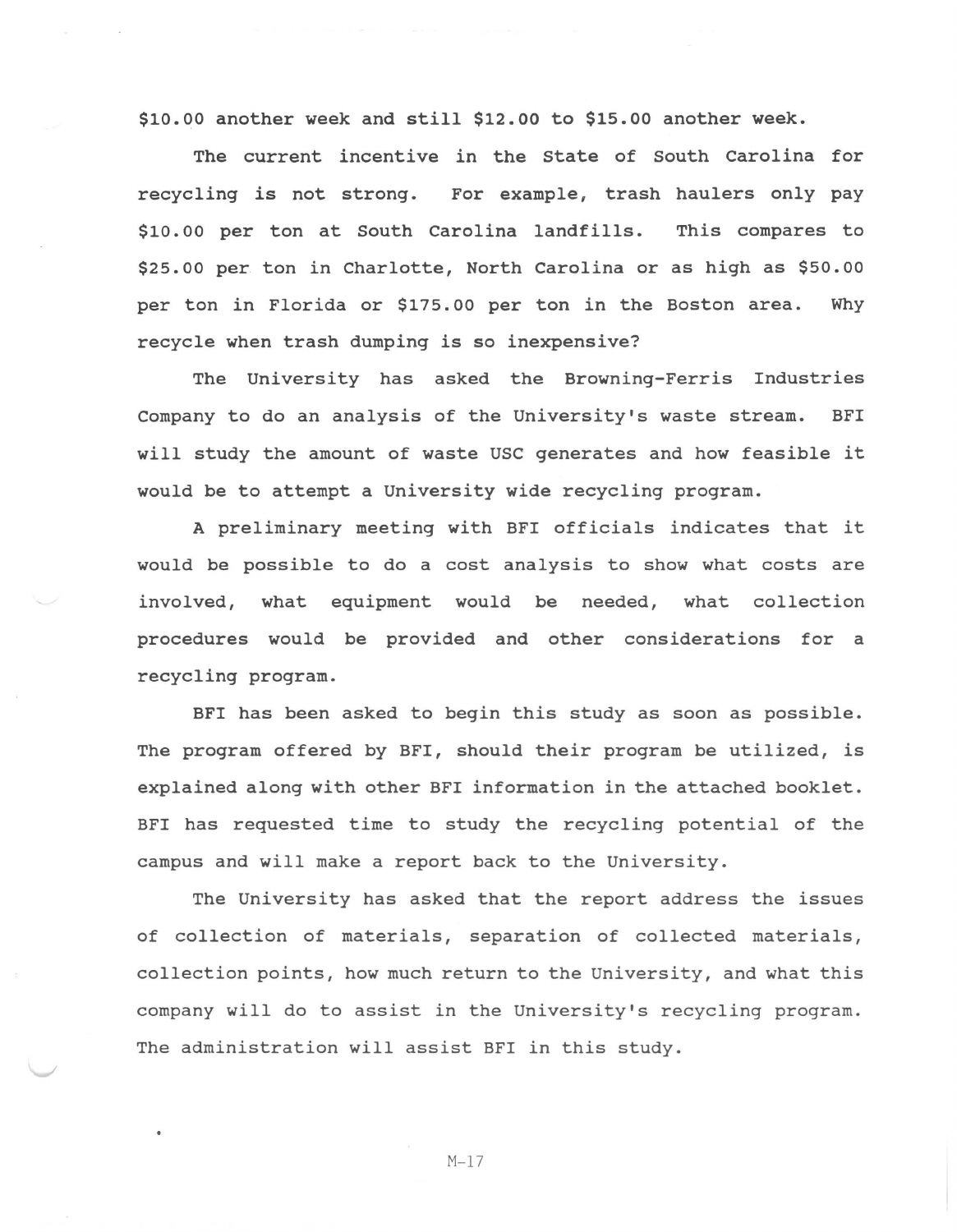$10.00 another week and still $12.00 to $15.00 another week.

The current incentive in the State of South Carolina for recycling is not strong. For example, trash haulers only pay $10.00 per ton at South Carolina landfills. This compares to $25.00 per ton in Charlotte, North Carolina or as high as $50.00 per ton in Florida or $175.00 per ton in the Boston area. Why recycle when trash dumping is so inexpensive?

The University has asked the Browning-Ferris Industries Company to do an analysis of the University's waste stream. BFI will study the amount of waste USC generates and how feasible it would be to attempt a University wide recycling program.

A preliminary meeting with BFI officials indicates that it would be possible to do a cost analysis to show what costs are involved, what equipment would be needed, what collection procedures would be provided and other considerations for a recycling program.

BFI has been asked to begin this study as soon as possible. The program offered by BFI, should their program be utilized, is explained along with other BFI information in the attached booklet. BFI has requested time to study the recycling potential of the campus and will make a report back to the University.

The University has asked that the report address the issues of collection of materials, separation of collected materials, collection points, how much return to the University, and what this company will do to assist in the University's recycling program. The administration will assist BFI in this study.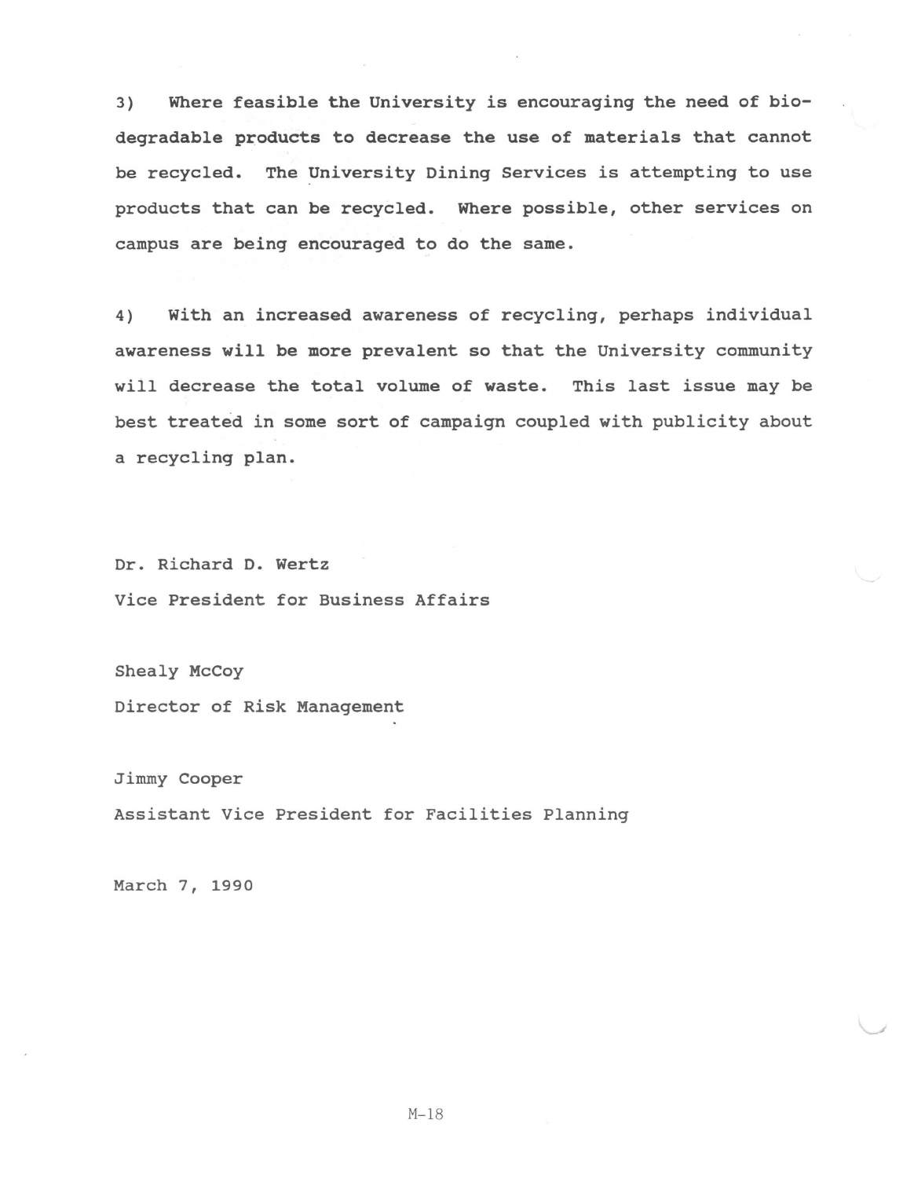3) Where feasible the University is encouraging the need of bio-degradable products to decrease the use of materials that cannot be recycled. The University Dining Services is attempting to use products that can be recycled. Where possible, other services on campus are being encouraged to do the same.

4) With an increased awareness of recycling, perhaps individual awareness will be more prevalent so that the University community will decrease the total volume of waste. This last issue may be best treated in some sort of campaign coupled with publicity about a recycling plan.

Dr. Richard D. Wertz
Vice President for Business Affairs

Shealy McCoy
Director of Risk Management

Jimmy Cooper
Assistant Vice President for Facilities Planning

March 7, 1990